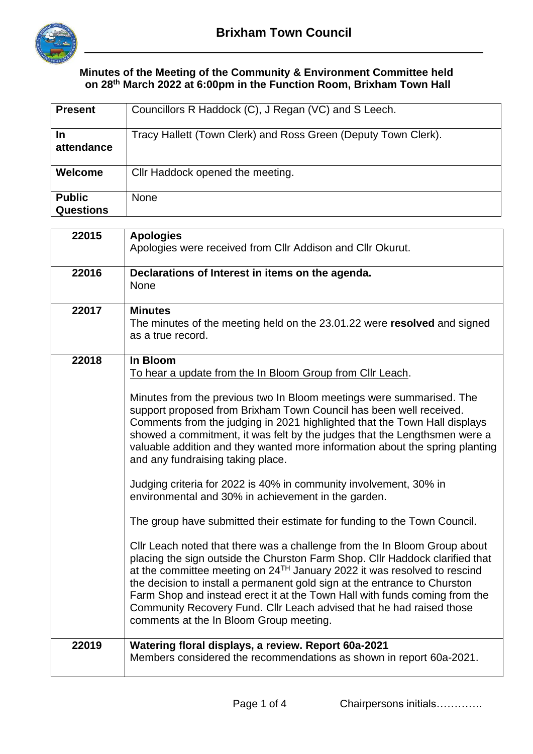# Brixham Town Council

## Minutes of the Meeting of the Community & Environment Committee held on 28th March 2022 at 6:00pm in the Function Room, Brixham Town Hall

| | |
|---|---|
| **Present** | Councillors R Haddock (C), J Regan (VC) and S Leech. |
| **In attendance** | Tracy Hallett (Town Clerk) and Ross Green (Deputy Town Clerk). |
| **Welcome** | Cllr Haddock opened the meeting. |
| **Public Questions** | None |

| | |
|---|---|
| **22015** | **Apologies**<br>Apologies were received from Cllr Addison and Cllr Okurut. |
| **22016** | **Declarations of Interest in items on the agenda.**<br>None |
| **22017** | **Minutes**<br>The minutes of the meeting held on the 23.01.22 were **resolved** and signed as a true record. |
| **22018** | **In Bloom**<br>To hear a update from the In Bloom Group from Cllr Leach.<br><br>Minutes from the previous two In Bloom meetings were summarised. The support proposed from Brixham Town Council has been well received. Comments from the judging in 2021 highlighted that the Town Hall displays showed a commitment, it was felt by the judges that the Lengthsmen were a valuable addition and they wanted more information about the spring planting and any fundraising taking place.<br><br>Judging criteria for 2022 is 40% in community involvement, 30% in environmental and 30% in achievement in the garden.<br><br>The group have submitted their estimate for funding to the Town Council.<br><br>Cllr Leach noted that there was a challenge from the In Bloom Group about placing the sign outside the Churston Farm Shop. Cllr Haddock clarified that at the committee meeting on 24TH January 2022 it was resolved to rescind the decision to install a permanent gold sign at the entrance to Churston Farm Shop and instead erect it at the Town Hall with funds coming from the Community Recovery Fund. Cllr Leach advised that he had raised those comments at the In Bloom Group meeting. |
| **22019** | **Watering floral displays, a review. Report 60a-2021**<br>Members considered the recommendations as shown in report 60a-2021. |

Chairpersons initials………….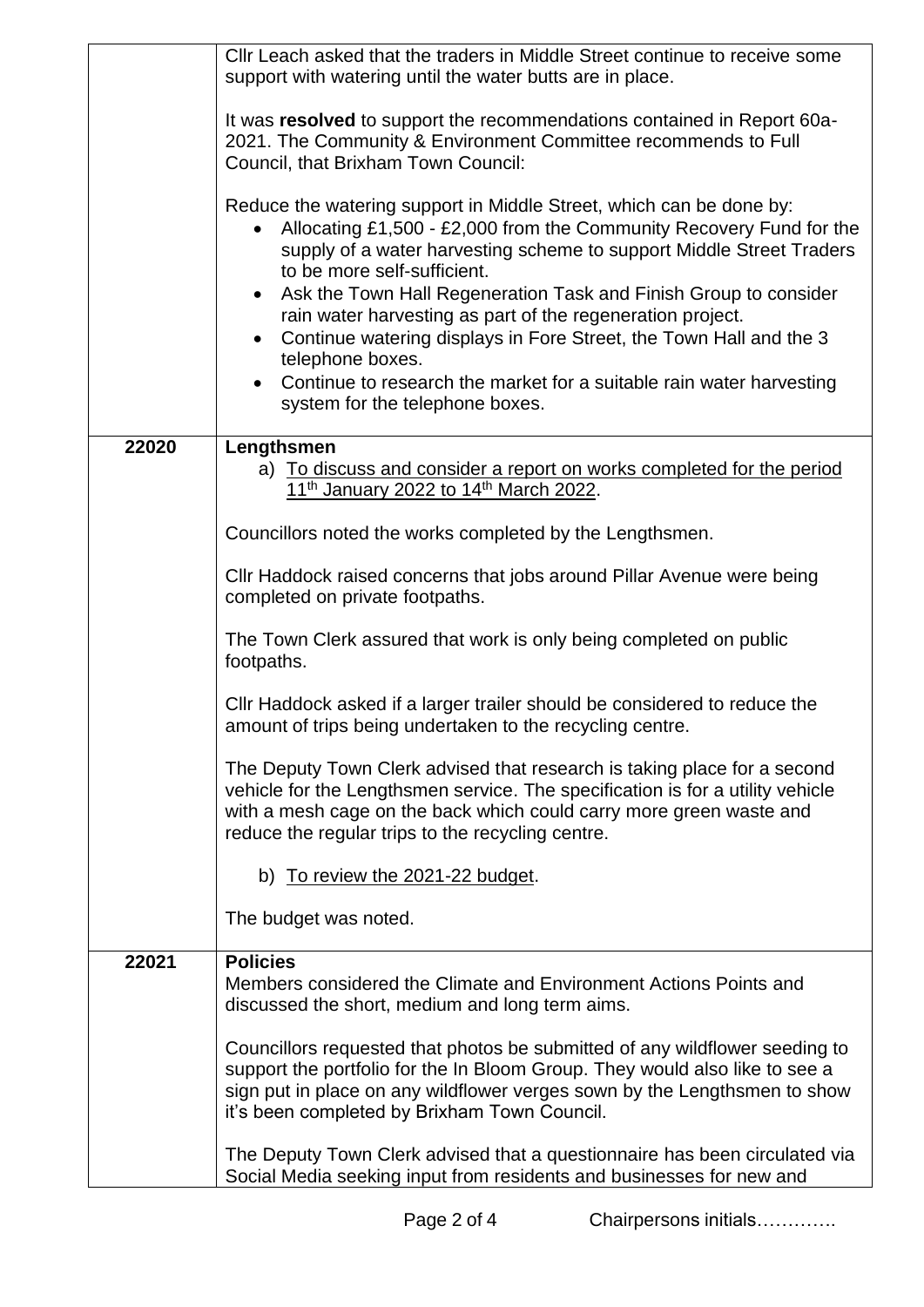| | |
|---|---|
| | Cllr Leach asked that the traders in Middle Street continue to receive some support with watering until the water butts are in place.<br><br>It was **resolved** to support the recommendations contained in Report 60a-2021. The Community & Environment Committee recommends to Full Council, that Brixham Town Council:<br><br>Reduce the watering support in Middle Street, which can be done by:<br>• Allocating £1,500 - £2,000 from the Community Recovery Fund for the supply of a water harvesting scheme to support Middle Street Traders to be more self-sufficient.<br>• Ask the Town Hall Regeneration Task and Finish Group to consider rain water harvesting as part of the regeneration project.<br>• Continue watering displays in Fore Street, the Town Hall and the 3 telephone boxes.<br>• Continue to research the market for a suitable rain water harvesting system for the telephone boxes. |
| **22020** | **Lengthsmen**<br>a) <u>To discuss and consider a report on works completed for the period 11th January 2022 to 14th March 2022</u>.<br><br>Councillors noted the works completed by the Lengthsmen.<br><br>Cllr Haddock raised concerns that jobs around Pillar Avenue were being completed on private footpaths.<br><br>The Town Clerk assured that work is only being completed on public footpaths.<br><br>Cllr Haddock asked if a larger trailer should be considered to reduce the amount of trips being undertaken to the recycling centre.<br><br>The Deputy Town Clerk advised that research is taking place for a second vehicle for the Lengthsmen service. The specification is for a utility vehicle with a mesh cage on the back which could carry more green waste and reduce the regular trips to the recycling centre.<br><br>b) <u>To review the 2021-22 budget</u>.<br><br>The budget was noted. |
| **22021** | **Policies**<br>Members considered the Climate and Environment Actions Points and discussed the short, medium and long term aims.<br><br>Councillors requested that photos be submitted of any wildflower seeding to support the portfolio for the In Bloom Group. They would also like to see a sign put in place on any wildflower verges sown by the Lengthsmen to show it's been completed by Brixham Town Council.<br><br>The Deputy Town Clerk advised that a questionnaire has been circulated via Social Media seeking input from residents and businesses for new and |

Chairpersons initials………….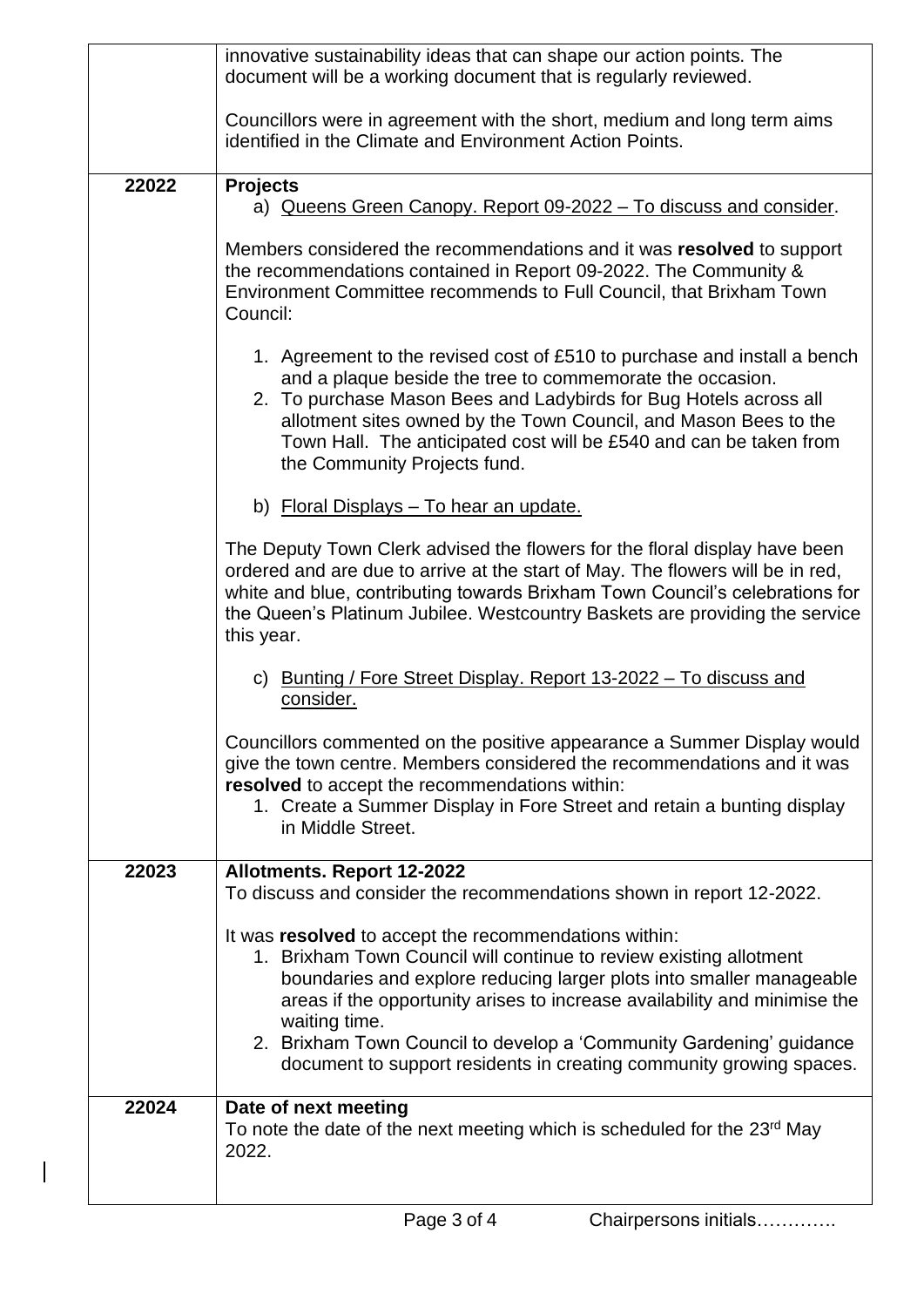| | |
|---|---|
| | innovative sustainability ideas that can shape our action points. The document will be a working document that is regularly reviewed.<br><br>Councillors were in agreement with the short, medium and long term aims identified in the Climate and Environment Action Points. |
| 22022 | **Projects**<br>a) Queens Green Canopy. Report 09-2022 – To discuss and consider.<br><br>Members considered the recommendations and it was **resolved** to support the recommendations contained in Report 09-2022. The Community & Environment Committee recommends to Full Council, that Brixham Town Council:<br><br>1. Agreement to the revised cost of £510 to purchase and install a bench and a plaque beside the tree to commemorate the occasion.<br>2. To purchase Mason Bees and Ladybirds for Bug Hotels across all allotment sites owned by the Town Council, and Mason Bees to the Town Hall. The anticipated cost will be £540 and can be taken from the Community Projects fund.<br><br>b) Floral Displays – To hear an update.<br><br>The Deputy Town Clerk advised the flowers for the floral display have been ordered and are due to arrive at the start of May. The flowers will be in red, white and blue, contributing towards Brixham Town Council's celebrations for the Queen's Platinum Jubilee. Westcountry Baskets are providing the service this year.<br><br>c) Bunting / Fore Street Display. Report 13-2022 – To discuss and consider.<br><br>Councillors commented on the positive appearance a Summer Display would give the town centre. Members considered the recommendations and it was **resolved** to accept the recommendations within:<br>1. Create a Summer Display in Fore Street and retain a bunting display in Middle Street. |
| 22023 | **Allotments. Report 12-2022**<br>To discuss and consider the recommendations shown in report 12-2022.<br><br>It was **resolved** to accept the recommendations within:<br>1. Brixham Town Council will continue to review existing allotment boundaries and explore reducing larger plots into smaller manageable areas if the opportunity arises to increase availability and minimise the waiting time.<br>2. Brixham Town Council to develop a 'Community Gardening' guidance document to support residents in creating community growing spaces. |
| 22024 | **Date of next meeting**<br>To note the date of the next meeting which is scheduled for the 23rd May 2022. |

Chairpersons initials………….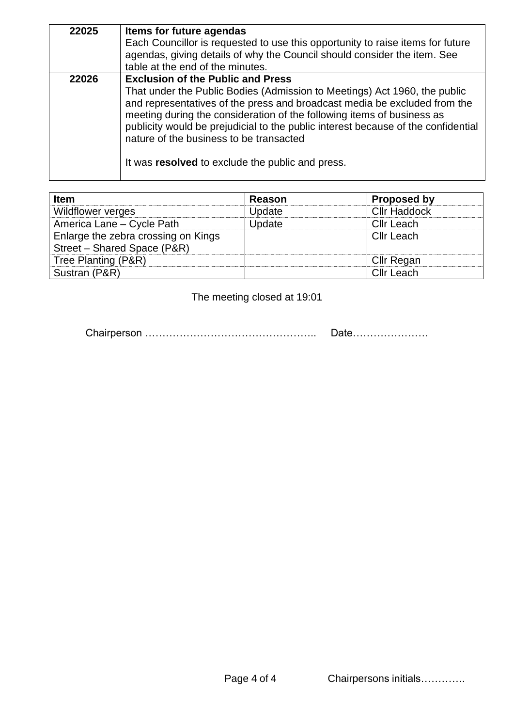| | |
|---|---|
| **22025** | **Items for future agendas**<br>Each Councillor is requested to use this opportunity to raise items for future agendas, giving details of why the Council should consider the item. See table at the end of the minutes. |
| **22026** | **Exclusion of the Public and Press**<br>That under the Public Bodies (Admission to Meetings) Act 1960, the public and representatives of the press and broadcast media be excluded from the meeting during the consideration of the following items of business as publicity would be prejudicial to the public interest because of the confidential nature of the business to be transacted<br><br>It was **resolved** to exclude the public and press. |

| **Item** | **Reason** | **Proposed by** |
|---|---|---|
| Wildflower verges | Update | Cllr Haddock |
| America Lane – Cycle Path | Update | Cllr Leach |
| Enlarge the zebra crossing on Kings Street – Shared Space (P&R) | | Cllr Leach |
| Tree Planting (P&R) | | Cllr Regan |
| Sustran (P&R) | | Cllr Leach |

The meeting closed at 19:01

Chairperson ………………………………………….. Date………………….

Chairpersons initials………….